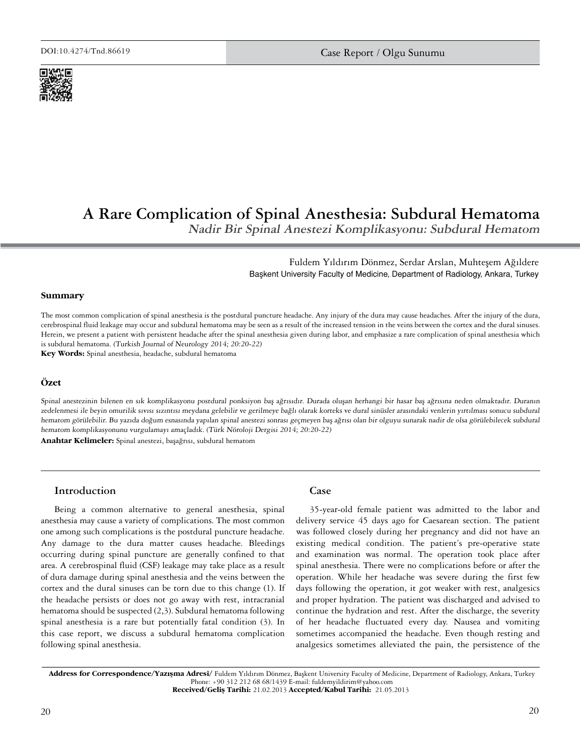DOI:10.4274/Tnd.86619

Case Report / Olgu Sunumu

# A Rare Complication of Spinal Anesthesia: Subdural Hematoma

## *Nadir Bir Spinal Anestezi Komplikasyonu: Subdural Hematom*

Fuldem Yıldırım Dönmez, Serdar Arslan, Muhteşem Ağıldere

Başkent University Faculty of Medicine, Department of Radiology, Ankara, Turkey

### Summary

The most common complication of spinal anesthesia is the postdural puncture headache. Any injury of the dura may cause headaches. After the injury of the dura, cerebrospinal fluid leakage may occur and subdural hematoma may be seen as a result of the increased tension in the veins between the cortex and the dural sinuses. Herein, we present a patient with persistent headache after the spinal anesthesia given during labor, and emphasize a rare complication of spinal anesthesia which is subdural hematoma. *(Turkish Journal of Neurology 2014; 20:20-22)*

**Key Words:** Spinal anesthesia, headache, subdural hematoma

### Özet

*Spinal anestezinin bilenen en sık komplikasyonu postdural ponksiyon baş ağrısıdır. Durada oluşan herhangi bir hasar baş ağrısına neden olmaktadır. Duranın zedelenmesi ile beyin omurilik sıvısı sızıntısı meydana gelebilir ve gerilmeye bağlı olarak korteks ve dural sinüsler arasındaki venlerin yırtılması sonucu subdural hematom görülebilir. Bu yazıda doğum esnasında yapılan spinal anestezi sonrası geçmeyen baş ağrısı olan bir olguyu sunarak nadir de olsa görülebilecek subdural hematom komplikasyonunu vurgulamayı amaçladık. (Türk Nöroloji Dergisi 2014; 20:20-22)*

**Anahtar Kelimeler:** Spinal anestezi, başağrısı, subdural hematom

### Introduction

Being a common alternative to general anesthesia, spinal anesthesia may cause a variety of complications. The most common one among such complications is the postdural puncture headache. Any damage to the dura matter causes headache. Bleedings occurring during spinal puncture are generally confined to that area. A cerebrospinal fluid (CSF) leakage may take place as a result of dura damage during spinal anesthesia and the veins between the cortex and the dural sinuses can be torn due to this change (1). If the headache persists or does not go away with rest, intracranial hematoma should be suspected (2,3). Subdural hematoma following spinal anesthesia is a rare but potentially fatal condition (3). In this case report, we discuss a subdural hematoma complication following spinal anesthesia.

### Case

35-year-old female patient was admitted to the labor and delivery service 45 days ago for Caesarean section. The patient was followed closely during her pregnancy and did not have an existing medical condition. The patient's pre-operative state and examination was normal. The operation took place after spinal anesthesia. There were no complications before or after the operation. While her headache was severe during the first few days following the operation, it got weaker with rest, analgesics and proper hydration. The patient was discharged and advised to continue the hydration and rest. After the discharge, the severity of her headache fluctuated every day. Nausea and vomiting sometimes accompanied the headache. Even though resting and analgesics sometimes alleviated the pain, the persistence of the

**Address for Correspondence/Yazışma Adresi/** Fuldem Yıldırım Dönmez, Başkent University Faculty of Medicine, Department of Radiology, Ankara, Turkey
Phone: +90 312 212 68 68/1439 E-mail: fuldemyildirim@yahoo.com
**Received/Geliş Tarihi:** 21.02.2013 **Accepted/Kabul Tarihi:** 21.05.2013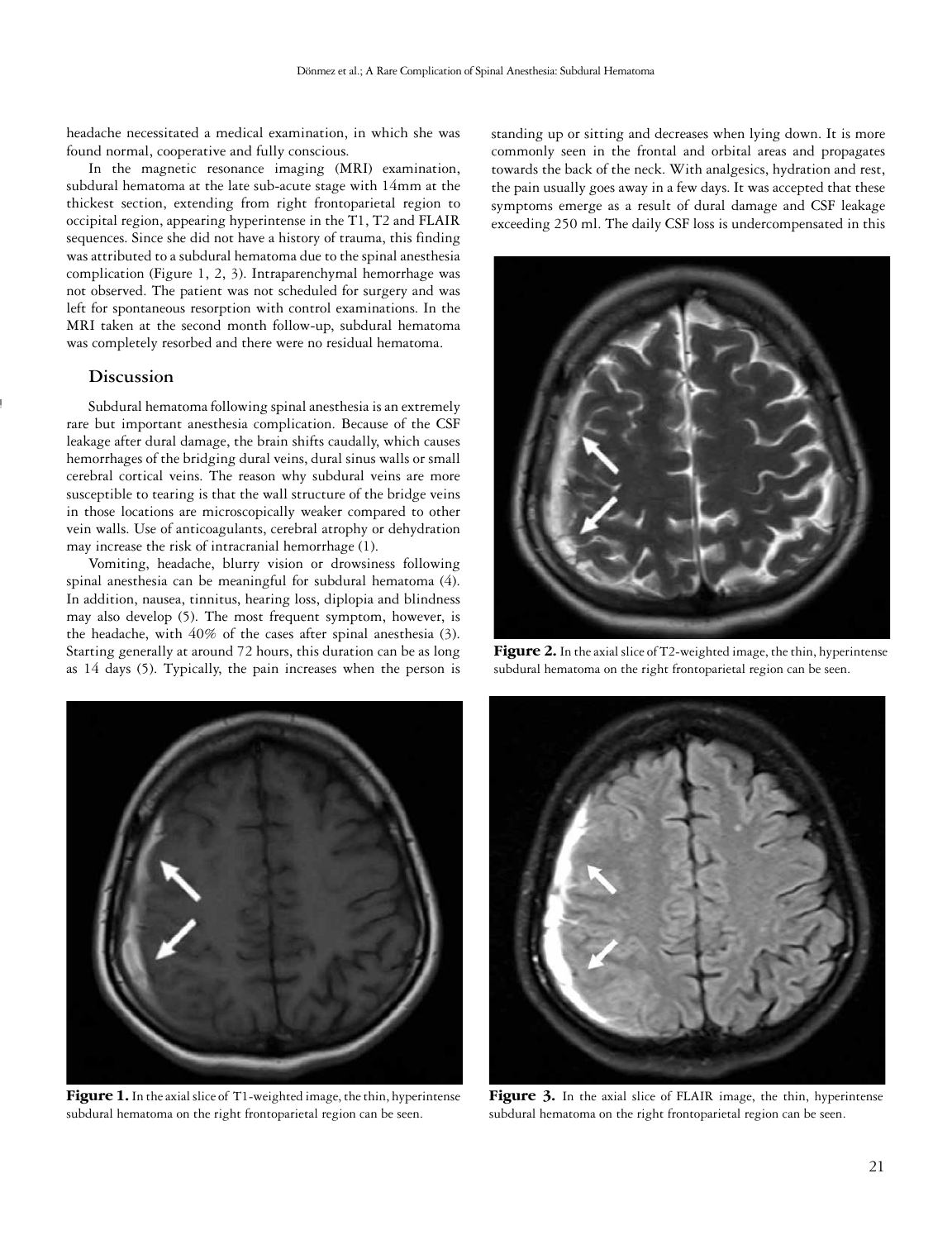headache necessitated a medical examination, in which she was found normal, cooperative and fully conscious.

In the magnetic resonance imaging (MRI) examination, subdural hematoma at the late sub-acute stage with 14mm at the thickest section, extending from right frontoparietal region to occipital region, appearing hyperintense in the T1, T2 and FLAIR sequences. Since she did not have a history of trauma, this finding was attributed to a subdural hematoma due to the spinal anesthesia complication (Figure 1, 2, 3). Intraparenchymal hemorrhage was not observed. The patient was not scheduled for surgery and was left for spontaneous resorption with control examinations. In the MRI taken at the second month follow-up, subdural hematoma was completely resorbed and there were no residual hematoma.

## Discussion

Subdural hematoma following spinal anesthesia is an extremely rare but important anesthesia complication. Because of the CSF leakage after dural damage, the brain shifts caudally, which causes hemorrhages of the bridging dural veins, dural sinus walls or small cerebral cortical veins. The reason why subdural veins are more susceptible to tearing is that the wall structure of the bridge veins in those locations are microscopically weaker compared to other vein walls. Use of anticoagulants, cerebral atrophy or dehydration may increase the risk of intracranial hemorrhage (1).

Vomiting, headache, blurry vision or drowsiness following spinal anesthesia can be meaningful for subdural hematoma (4). In addition, nausea, tinnitus, hearing loss, diplopia and blindness may also develop (5). The most frequent symptom, however, is the headache, with 40% of the cases after spinal anesthesia (3). Starting generally at around 72 hours, this duration can be as long as 14 days (5). Typically, the pain increases when the person is standing up or sitting and decreases when lying down. It is more commonly seen in the frontal and orbital areas and propagates towards the back of the neck. With analgesics, hydration and rest, the pain usually goes away in a few days. It was accepted that these symptoms emerge as a result of dural damage and CSF leakage exceeding 250 ml. The daily CSF loss is undercompensated in this

**Figure 2.** In the axial slice of T2-weighted image, the thin, hyperintense subdural hematoma on the right frontoparietal region can be seen.

**Figure 1.** In the axial slice of T1-weighted image, the thin, hyperintense subdural hematoma on the right frontoparietal region can be seen.

**Figure 3.** In the axial slice of FLAIR image, the thin, hyperintense subdural hematoma on the right frontoparietal region can be seen.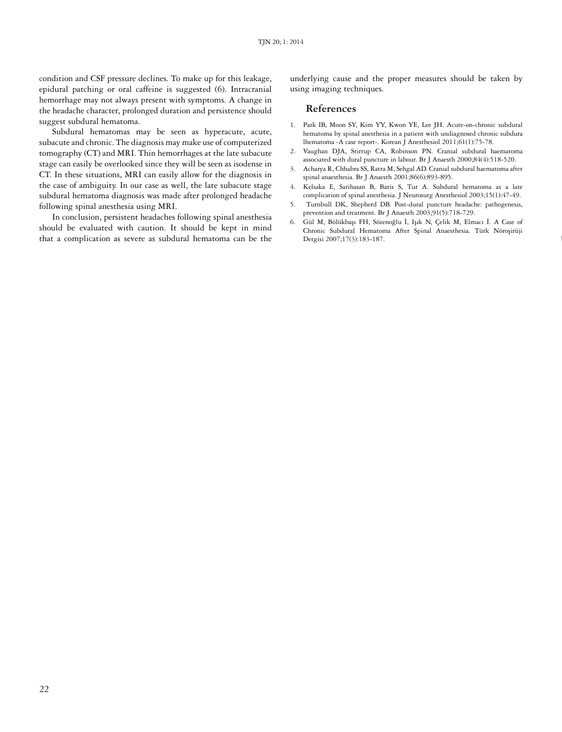condition and CSF pressure declines. To make up for this leakage, epidural patching or oral caffeine is suggested (6). Intracranial hemorrhage may not always present with symptoms. A change in the headache character, prolonged duration and persistence should suggest subdural hematoma.

Subdural hematomas may be seen as hyperacute, acute, subacute and chronic. The diagnosis may make use of computerized tomography (CT) and MRI. Thin hemorrhages at the late subacute stage can easily be overlooked since they will be seen as isodense in CT. In these situations, MRI can easily allow for the diagnosis in the case of ambiguity. In our case as well, the late subacute stage subdural hematoma diagnosis was made after prolonged headache following spinal anesthesia using MRI.

In conclusion, persistent headaches following spinal anesthesia should be evaluated with caution. It should be kept in mind that a complication as severe as subdural hematoma can be the underlying cause and the proper measures should be taken by using imaging techniques.

## References

1. Park IB, Moon SY, Kim YY, Kwon YE, Lee JH. Acute-on-chronic subdural hematoma by spinal anesthesia in a patient with undiagnosed chronic subdura lhematoma -A case report-. Korean J Anesthesiol 2011;61(1):75-78.
2. Vaughan DJA, Stirrup CA, Robinson PN. Cranial subdural haematoma associated with dural puncture in labour. Br J Anaesth 2000;84(4):518-520.
3. Acharya R, Chhabra SS, Ratra M, Sehgal AD. Cranial subdural haematoma after spinal anaesthesia. Br J Anaesth 2001;86(6):893-895.
4. Kelsaka E, Sarihasan B, Baris S, Tur A. Subdural hematoma as a late complication of spinal anesthesia. J Neurosurg Anesthesiol 2003;15(1):47-49.
5. Turnbull DK, Shepherd DB. Post-dural puncture headache: pathogenesis, prevention and treatment. Br J Anaesth 2003;91(5):718-729.
6. Gül M, Bölükbaşı FH, Sözenoğlu İ, Işık N, Çelik M, Elmacı İ. A Case of Chronic Subdural Hematoma After Spinal Anaesthesia. Türk Nöroşirüji Dergisi 2007;17(3):183-187.